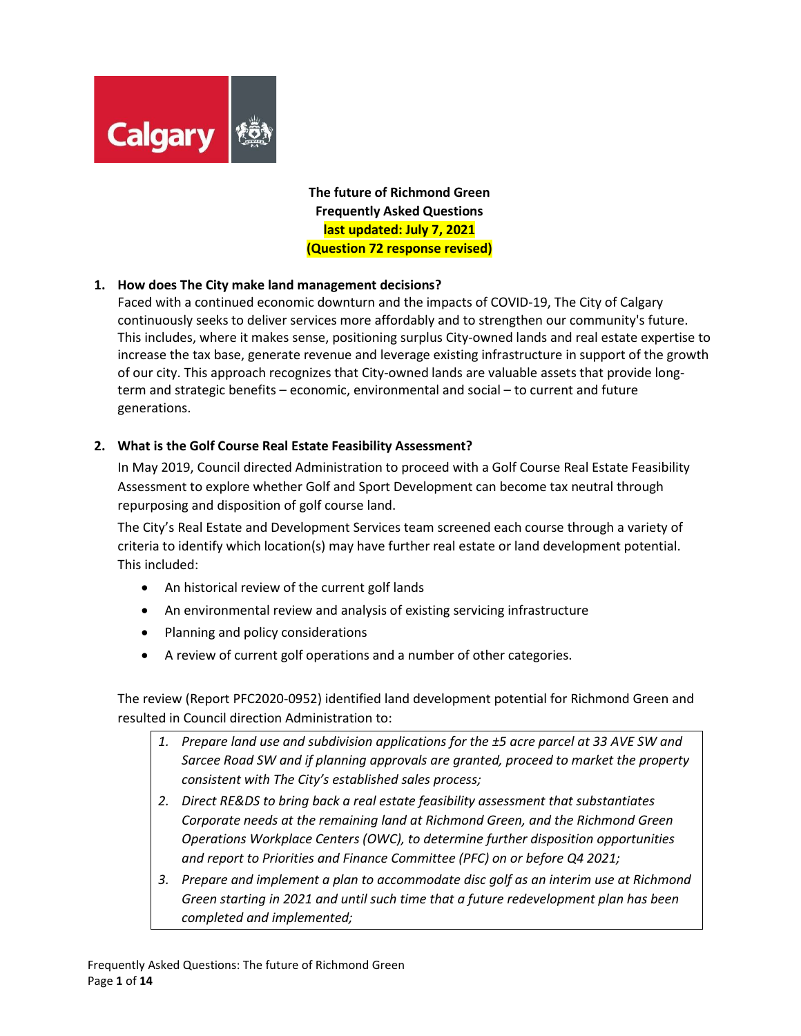**The future of Richmond Green**
**Frequently Asked Questions**
**last updated: July 7, 2021**
**(Question 72 response revised)**

1. **How does The City make land management decisions?**

   Faced with a continued economic downturn and the impacts of COVID-19, The City of Calgary continuously seeks to deliver services more affordably and to strengthen our community's future. This includes, where it makes sense, positioning surplus City-owned lands and real estate expertise to increase the tax base, generate revenue and leverage existing infrastructure in support of the growth of our city. This approach recognizes that City-owned lands are valuable assets that provide long-term and strategic benefits – economic, environmental and social – to current and future generations.

2. **What is the Golf Course Real Estate Feasibility Assessment?**

   In May 2019, Council directed Administration to proceed with a Golf Course Real Estate Feasibility Assessment to explore whether Golf and Sport Development can become tax neutral through repurposing and disposition of golf course land.

   The City's Real Estate and Development Services team screened each course through a variety of criteria to identify which location(s) may have further real estate or land development potential. This included:

   - An historical review of the current golf lands
   - An environmental review and analysis of existing servicing infrastructure
   - Planning and policy considerations
   - A review of current golf operations and a number of other categories.

   The review (Report PFC2020-0952) identified land development potential for Richmond Green and resulted in Council direction Administration to:

   1. *Prepare land use and subdivision applications for the ±5 acre parcel at 33 AVE SW and Sarcee Road SW and if planning approvals are granted, proceed to market the property consistent with The City's established sales process;*
   2. *Direct RE&DS to bring back a real estate feasibility assessment that substantiates Corporate needs at the remaining land at Richmond Green, and the Richmond Green Operations Workplace Centers (OWC), to determine further disposition opportunities and report to Priorities and Finance Committee (PFC) on or before Q4 2021;*
   3. *Prepare and implement a plan to accommodate disc golf as an interim use at Richmond Green starting in 2021 and until such time that a future redevelopment plan has been completed and implemented;*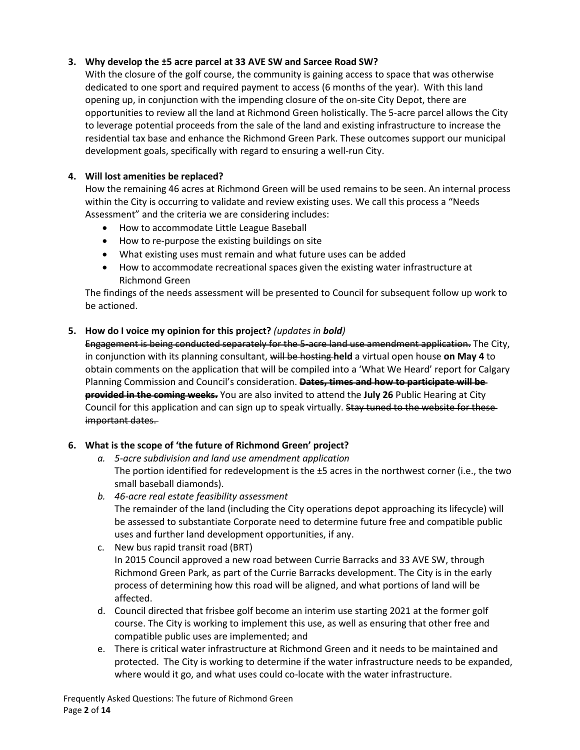3. **Why develop the ±5 acre parcel at 33 AVE SW and Sarcee Road SW?**

   With the closure of the golf course, the community is gaining access to space that was otherwise dedicated to one sport and required payment to access (6 months of the year). With this land opening up, in conjunction with the impending closure of the on-site City Depot, there are opportunities to review all the land at Richmond Green holistically. The 5-acre parcel allows the City to leverage potential proceeds from the sale of the land and existing infrastructure to increase the residential tax base and enhance the Richmond Green Park. These outcomes support our municipal development goals, specifically with regard to ensuring a well-run City.

4. **Will lost amenities be replaced?**

   How the remaining 46 acres at Richmond Green will be used remains to be seen. An internal process within the City is occurring to validate and review existing uses. We call this process a "Needs Assessment" and the criteria we are considering includes:

   - How to accommodate Little League Baseball
   - How to re-purpose the existing buildings on site
   - What existing uses must remain and what future uses can be added
   - How to accommodate recreational spaces given the existing water infrastructure at Richmond Green

   The findings of the needs assessment will be presented to Council for subsequent follow up work to be actioned.

5. **How do I voice my opinion for this project?** *(updates in **bold**)*

   ~~Engagement is being conducted separately for the 5-acre land use amendment application.~~ The City, in conjunction with its planning consultant, ~~will be hosting~~ **held** a virtual open house **on May 4** to obtain comments on the application that will be compiled into a 'What We Heard' report for Calgary Planning Commission and Council's consideration. **~~Dates, times and how to participate will be provided in the coming weeks.~~** You are also invited to attend the **July 26** Public Hearing at City Council for this application and can sign up to speak virtually. ~~Stay tuned to the website for these important dates.~~

6. **What is the scope of 'the future of Richmond Green' project?**

   a. *5-acre subdivision and land use amendment application*

      The portion identified for redevelopment is the ±5 acres in the northwest corner (i.e., the two small baseball diamonds).

   b. *46-acre real estate feasibility assessment*

      The remainder of the land (including the City operations depot approaching its lifecycle) will be assessed to substantiate Corporate need to determine future free and compatible public uses and further land development opportunities, if any.

   c. New bus rapid transit road (BRT)

      In 2015 Council approved a new road between Currie Barracks and 33 AVE SW, through Richmond Green Park, as part of the Currie Barracks development. The City is in the early process of determining how this road will be aligned, and what portions of land will be affected.

   d. Council directed that frisbee golf become an interim use starting 2021 at the former golf course. The City is working to implement this use, as well as ensuring that other free and compatible public uses are implemented; and

   e. There is critical water infrastructure at Richmond Green and it needs to be maintained and protected. The City is working to determine if the water infrastructure needs to be expanded, where would it go, and what uses could co-locate with the water infrastructure.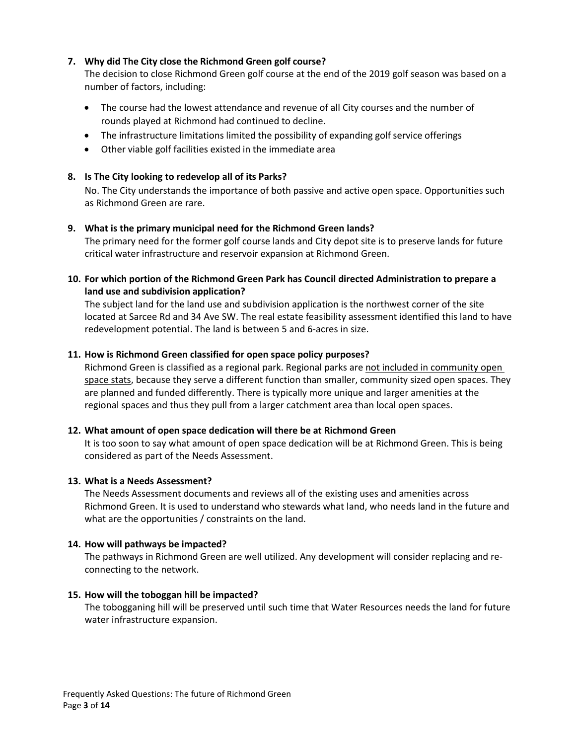**7. Why did The City close the Richmond Green golf course?**

The decision to close Richmond Green golf course at the end of the 2019 golf season was based on a number of factors, including:

- The course had the lowest attendance and revenue of all City courses and the number of rounds played at Richmond had continued to decline.
- The infrastructure limitations limited the possibility of expanding golf service offerings
- Other viable golf facilities existed in the immediate area

**8. Is The City looking to redevelop all of its Parks?**

No. The City understands the importance of both passive and active open space. Opportunities such as Richmond Green are rare.

**9. What is the primary municipal need for the Richmond Green lands?**

The primary need for the former golf course lands and City depot site is to preserve lands for future critical water infrastructure and reservoir expansion at Richmond Green.

**10. For which portion of the Richmond Green Park has Council directed Administration to prepare a land use and subdivision application?**

The subject land for the land use and subdivision application is the northwest corner of the site located at Sarcee Rd and 34 Ave SW. The real estate feasibility assessment identified this land to have redevelopment potential. The land is between 5 and 6-acres in size.

**11. How is Richmond Green classified for open space policy purposes?**

Richmond Green is classified as a regional park. Regional parks are not included in community open space stats, because they serve a different function than smaller, community sized open spaces. They are planned and funded differently. There is typically more unique and larger amenities at the regional spaces and thus they pull from a larger catchment area than local open spaces.

**12. What amount of open space dedication will there be at Richmond Green**

It is too soon to say what amount of open space dedication will be at Richmond Green. This is being considered as part of the Needs Assessment.

**13. What is a Needs Assessment?**

The Needs Assessment documents and reviews all of the existing uses and amenities across Richmond Green. It is used to understand who stewards what land, who needs land in the future and what are the opportunities / constraints on the land.

**14. How will pathways be impacted?**

The pathways in Richmond Green are well utilized. Any development will consider replacing and re-connecting to the network.

**15. How will the toboggan hill be impacted?**

The tobogganing hill will be preserved until such time that Water Resources needs the land for future water infrastructure expansion.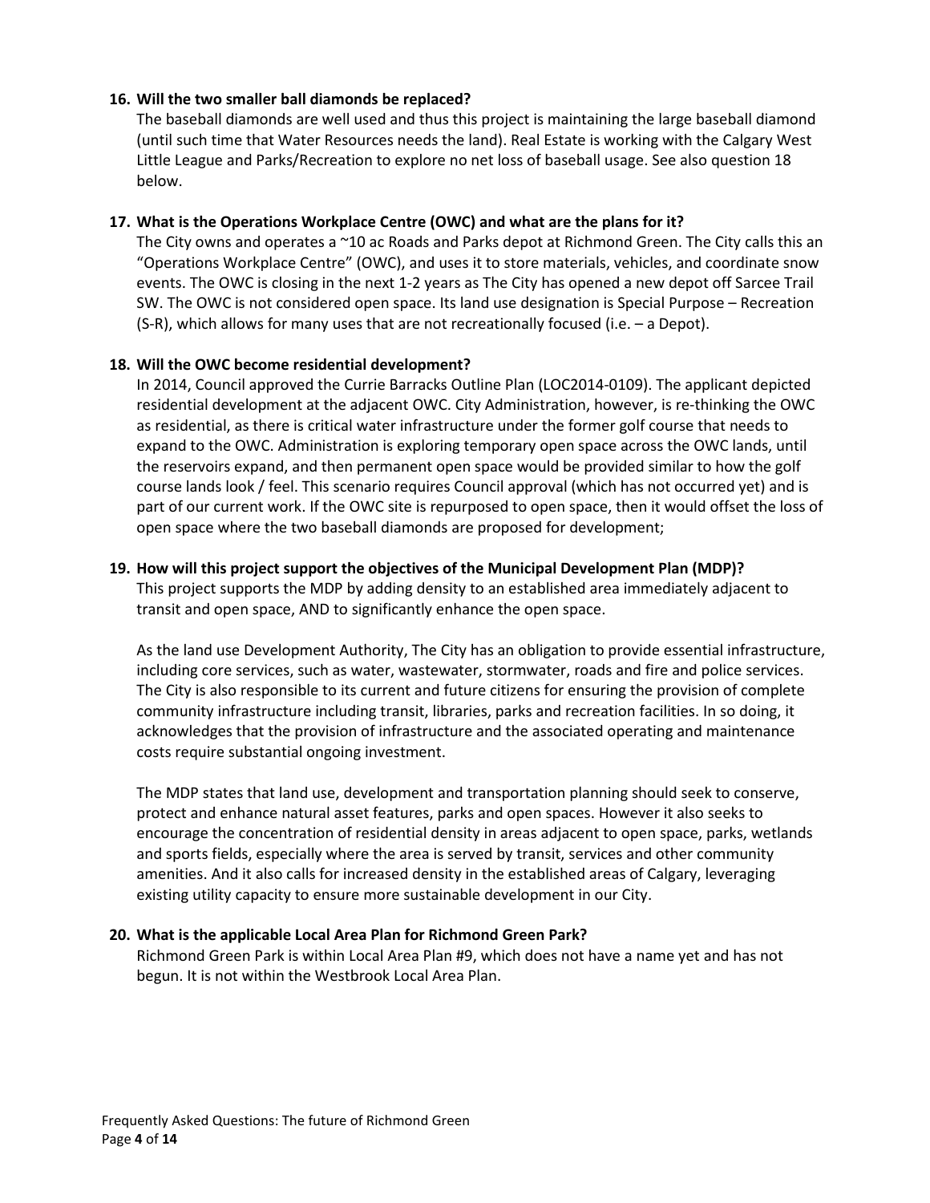**16. Will the two smaller ball diamonds be replaced?**

The baseball diamonds are well used and thus this project is maintaining the large baseball diamond (until such time that Water Resources needs the land). Real Estate is working with the Calgary West Little League and Parks/Recreation to explore no net loss of baseball usage. See also question 18 below.

**17. What is the Operations Workplace Centre (OWC) and what are the plans for it?**

The City owns and operates a ~10 ac Roads and Parks depot at Richmond Green. The City calls this an "Operations Workplace Centre" (OWC), and uses it to store materials, vehicles, and coordinate snow events. The OWC is closing in the next 1-2 years as The City has opened a new depot off Sarcee Trail SW. The OWC is not considered open space. Its land use designation is Special Purpose – Recreation (S-R), which allows for many uses that are not recreationally focused (i.e. – a Depot).

**18. Will the OWC become residential development?**

In 2014, Council approved the Currie Barracks Outline Plan (LOC2014-0109). The applicant depicted residential development at the adjacent OWC. City Administration, however, is re-thinking the OWC as residential, as there is critical water infrastructure under the former golf course that needs to expand to the OWC. Administration is exploring temporary open space across the OWC lands, until the reservoirs expand, and then permanent open space would be provided similar to how the golf course lands look / feel. This scenario requires Council approval (which has not occurred yet) and is part of our current work. If the OWC site is repurposed to open space, then it would offset the loss of open space where the two baseball diamonds are proposed for development;

**19. How will this project support the objectives of the Municipal Development Plan (MDP)?**

This project supports the MDP by adding density to an established area immediately adjacent to transit and open space, AND to significantly enhance the open space.

As the land use Development Authority, The City has an obligation to provide essential infrastructure, including core services, such as water, wastewater, stormwater, roads and fire and police services. The City is also responsible to its current and future citizens for ensuring the provision of complete community infrastructure including transit, libraries, parks and recreation facilities. In so doing, it acknowledges that the provision of infrastructure and the associated operating and maintenance costs require substantial ongoing investment.

The MDP states that land use, development and transportation planning should seek to conserve, protect and enhance natural asset features, parks and open spaces. However it also seeks to encourage the concentration of residential density in areas adjacent to open space, parks, wetlands and sports fields, especially where the area is served by transit, services and other community amenities. And it also calls for increased density in the established areas of Calgary, leveraging existing utility capacity to ensure more sustainable development in our City.

**20. What is the applicable Local Area Plan for Richmond Green Park?**

Richmond Green Park is within Local Area Plan #9, which does not have a name yet and has not begun. It is not within the Westbrook Local Area Plan.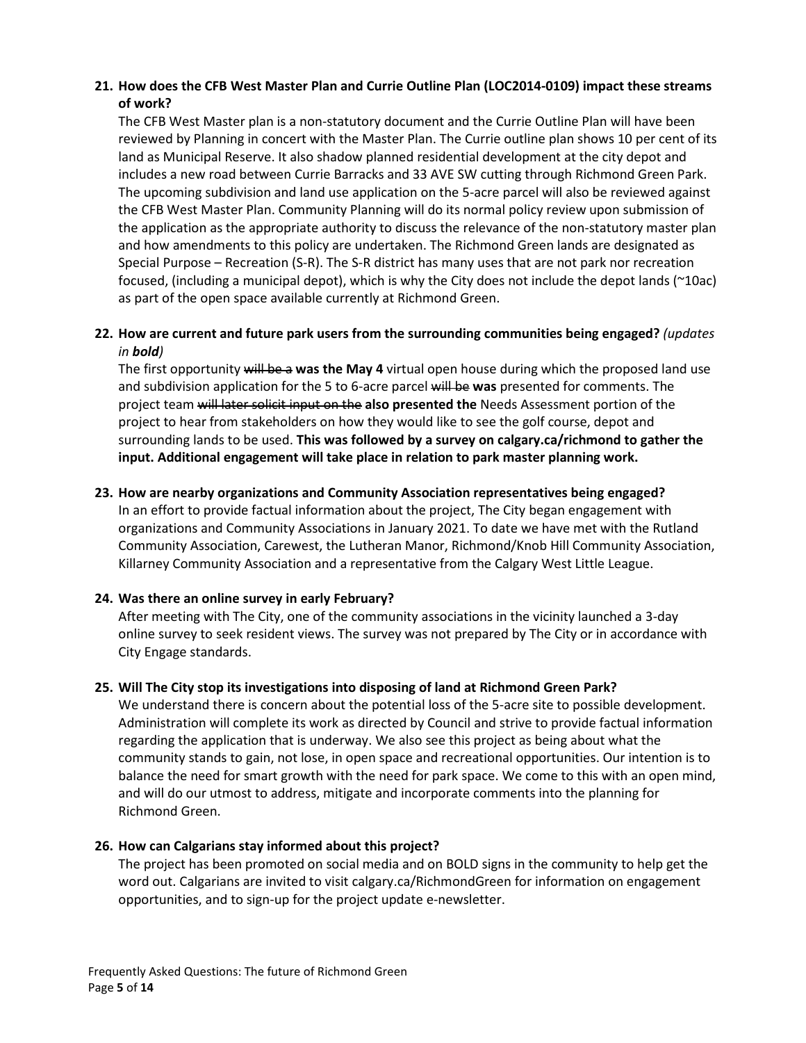21. **How does the CFB West Master Plan and Currie Outline Plan (LOC2014-0109) impact these streams of work?**

    The CFB West Master plan is a non-statutory document and the Currie Outline Plan will have been reviewed by Planning in concert with the Master Plan. The Currie outline plan shows 10 per cent of its land as Municipal Reserve. It also shadow planned residential development at the city depot and includes a new road between Currie Barracks and 33 AVE SW cutting through Richmond Green Park. The upcoming subdivision and land use application on the 5-acre parcel will also be reviewed against the CFB West Master Plan. Community Planning will do its normal policy review upon submission of the application as the appropriate authority to discuss the relevance of the non-statutory master plan and how amendments to this policy are undertaken. The Richmond Green lands are designated as Special Purpose – Recreation (S-R). The S-R district has many uses that are not park nor recreation focused, (including a municipal depot), which is why the City does not include the depot lands (~10ac) as part of the open space available currently at Richmond Green.

22. **How are current and future park users from the surrounding communities being engaged?** *(updates in **bold**)*

    The first opportunity ~~will be a~~ **was the May 4** virtual open house during which the proposed land use and subdivision application for the 5 to 6-acre parcel ~~will be~~ **was** presented for comments. The project team ~~will later solicit input on the~~ **also presented the** Needs Assessment portion of the project to hear from stakeholders on how they would like to see the golf course, depot and surrounding lands to be used. **This was followed by a survey on calgary.ca/richmond to gather the input. Additional engagement will take place in relation to park master planning work.**

23. **How are nearby organizations and Community Association representatives being engaged?**

    In an effort to provide factual information about the project, The City began engagement with organizations and Community Associations in January 2021. To date we have met with the Rutland Community Association, Carewest, the Lutheran Manor, Richmond/Knob Hill Community Association, Killarney Community Association and a representative from the Calgary West Little League.

24. **Was there an online survey in early February?**

    After meeting with The City, one of the community associations in the vicinity launched a 3-day online survey to seek resident views. The survey was not prepared by The City or in accordance with City Engage standards.

25. **Will The City stop its investigations into disposing of land at Richmond Green Park?**

    We understand there is concern about the potential loss of the 5-acre site to possible development. Administration will complete its work as directed by Council and strive to provide factual information regarding the application that is underway. We also see this project as being about what the community stands to gain, not lose, in open space and recreational opportunities. Our intention is to balance the need for smart growth with the need for park space. We come to this with an open mind, and will do our utmost to address, mitigate and incorporate comments into the planning for Richmond Green.

26. **How can Calgarians stay informed about this project?**

    The project has been promoted on social media and on BOLD signs in the community to help get the word out. Calgarians are invited to visit calgary.ca/RichmondGreen for information on engagement opportunities, and to sign-up for the project update e-newsletter.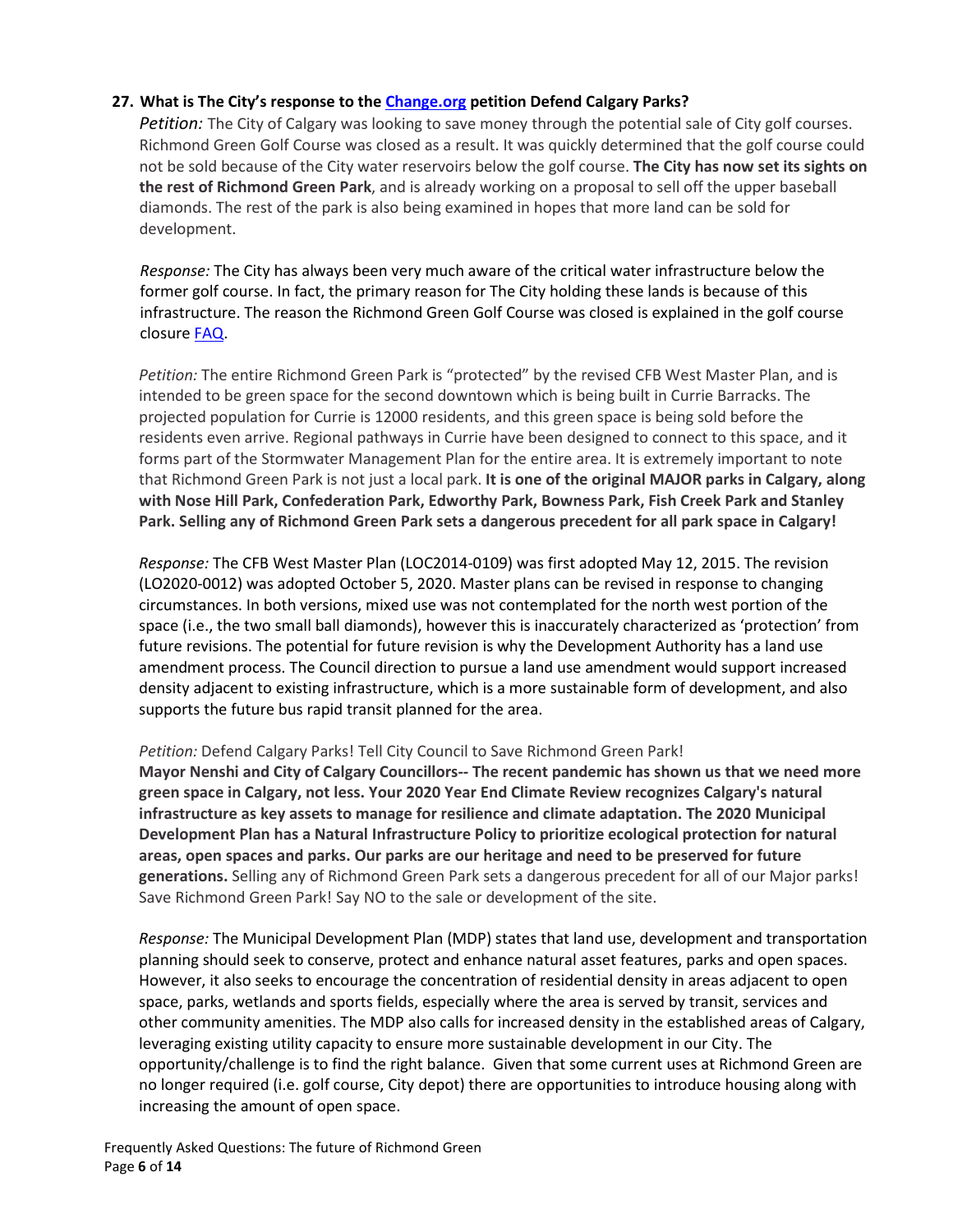### 27. What is The City's response to the [Change.org] petition Defend Calgary Parks?

*Petition:* The City of Calgary was looking to save money through the potential sale of City golf courses. Richmond Green Golf Course was closed as a result. It was quickly determined that the golf course could not be sold because of the City water reservoirs below the golf course. **The City has now set its sights on the rest of Richmond Green Park**, and is already working on a proposal to sell off the upper baseball diamonds. The rest of the park is also being examined in hopes that more land can be sold for development.

*Response:* The City has always been very much aware of the critical water infrastructure below the former golf course. In fact, the primary reason for The City holding these lands is because of this infrastructure. The reason the Richmond Green Golf Course was closed is explained in the golf course closure FAQ.

*Petition:* The entire Richmond Green Park is "protected" by the revised CFB West Master Plan, and is intended to be green space for the second downtown which is being built in Currie Barracks. The projected population for Currie is 12000 residents, and this green space is being sold before the residents even arrive. Regional pathways in Currie have been designed to connect to this space, and it forms part of the Stormwater Management Plan for the entire area. It is extremely important to note that Richmond Green Park is not just a local park. **It is one of the original MAJOR parks in Calgary, along with Nose Hill Park, Confederation Park, Edworthy Park, Bowness Park, Fish Creek Park and Stanley Park. Selling any of Richmond Green Park sets a dangerous precedent for all park space in Calgary!**

*Response:* The CFB West Master Plan (LOC2014-0109) was first adopted May 12, 2015. The revision (LO2020-0012) was adopted October 5, 2020. Master plans can be revised in response to changing circumstances. In both versions, mixed use was not contemplated for the north west portion of the space (i.e., the two small ball diamonds), however this is inaccurately characterized as 'protection' from future revisions. The potential for future revision is why the Development Authority has a land use amendment process. The Council direction to pursue a land use amendment would support increased density adjacent to existing infrastructure, which is a more sustainable form of development, and also supports the future bus rapid transit planned for the area.

*Petition:* Defend Calgary Parks! Tell City Council to Save Richmond Green Park!
**Mayor Nenshi and City of Calgary Councillors-- The recent pandemic has shown us that we need more green space in Calgary, not less. Your 2020 Year End Climate Review recognizes Calgary's natural infrastructure as key assets to manage for resilience and climate adaptation. The 2020 Municipal Development Plan has a Natural Infrastructure Policy to prioritize ecological protection for natural areas, open spaces and parks. Our parks are our heritage and need to be preserved for future generations.** Selling any of Richmond Green Park sets a dangerous precedent for all of our Major parks! Save Richmond Green Park! Say NO to the sale or development of the site.

*Response:* The Municipal Development Plan (MDP) states that land use, development and transportation planning should seek to conserve, protect and enhance natural asset features, parks and open spaces. However, it also seeks to encourage the concentration of residential density in areas adjacent to open space, parks, wetlands and sports fields, especially where the area is served by transit, services and other community amenities. The MDP also calls for increased density in the established areas of Calgary, leveraging existing utility capacity to ensure more sustainable development in our City. The opportunity/challenge is to find the right balance. Given that some current uses at Richmond Green are no longer required (i.e. golf course, City depot) there are opportunities to introduce housing along with increasing the amount of open space.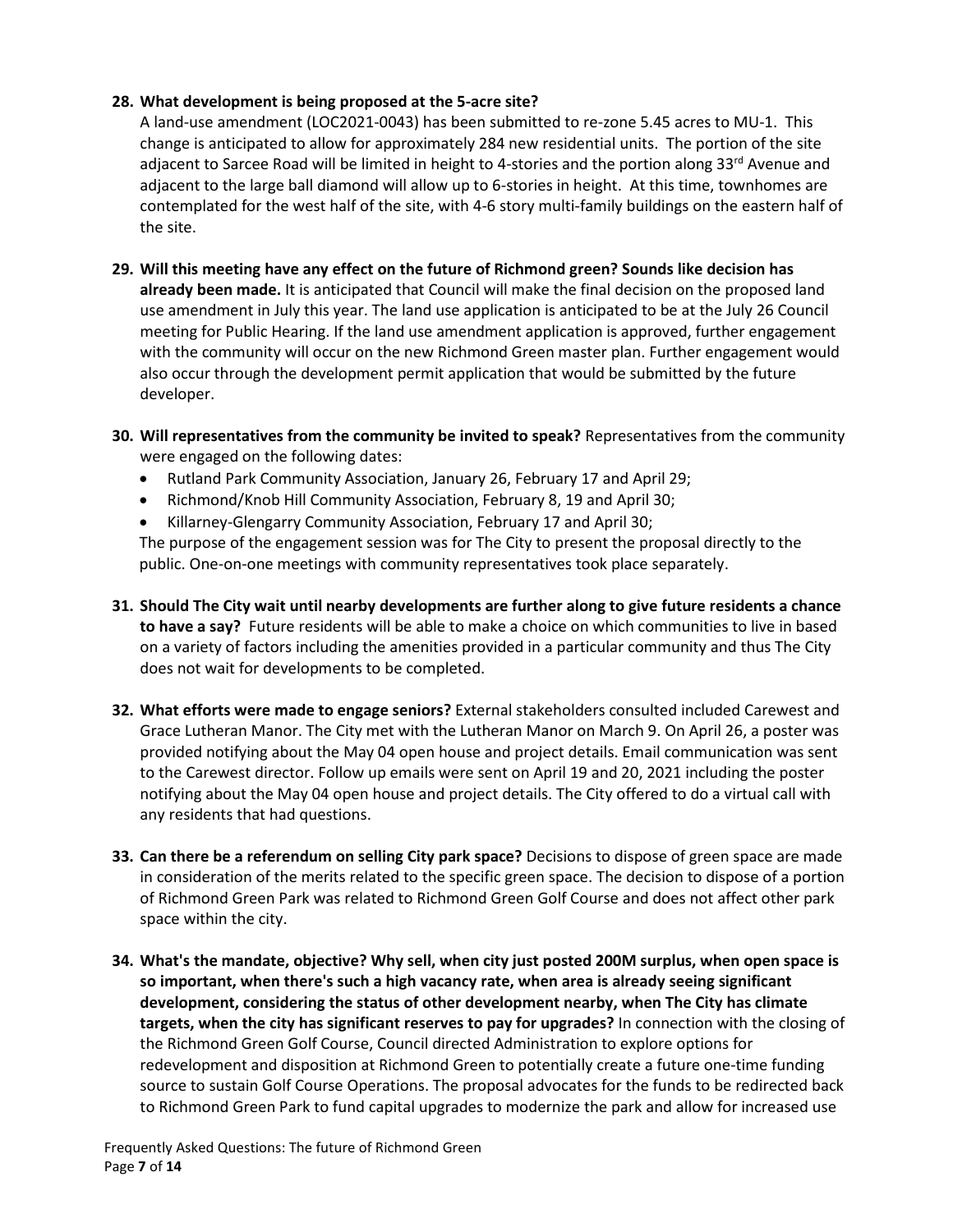**28. What development is being proposed at the 5-acre site?**
A land-use amendment (LOC2021-0043) has been submitted to re-zone 5.45 acres to MU-1. This change is anticipated to allow for approximately 284 new residential units. The portion of the site adjacent to Sarcee Road will be limited in height to 4-stories and the portion along 33rd Avenue and adjacent to the large ball diamond will allow up to 6-stories in height. At this time, townhomes are contemplated for the west half of the site, with 4-6 story multi-family buildings on the eastern half of the site.

**29. Will this meeting have any effect on the future of Richmond green? Sounds like decision has already been made.** It is anticipated that Council will make the final decision on the proposed land use amendment in July this year. The land use application is anticipated to be at the July 26 Council meeting for Public Hearing. If the land use amendment application is approved, further engagement with the community will occur on the new Richmond Green master plan. Further engagement would also occur through the development permit application that would be submitted by the future developer.

**30. Will representatives from the community be invited to speak?** Representatives from the community were engaged on the following dates:

- Rutland Park Community Association, January 26, February 17 and April 29;
- Richmond/Knob Hill Community Association, February 8, 19 and April 30;
- Killarney-Glengarry Community Association, February 17 and April 30;

The purpose of the engagement session was for The City to present the proposal directly to the public. One-on-one meetings with community representatives took place separately.

**31. Should The City wait until nearby developments are further along to give future residents a chance to have a say?** Future residents will be able to make a choice on which communities to live in based on a variety of factors including the amenities provided in a particular community and thus The City does not wait for developments to be completed.

**32. What efforts were made to engage seniors?** External stakeholders consulted included Carewest and Grace Lutheran Manor. The City met with the Lutheran Manor on March 9. On April 26, a poster was provided notifying about the May 04 open house and project details. Email communication was sent to the Carewest director. Follow up emails were sent on April 19 and 20, 2021 including the poster notifying about the May 04 open house and project details. The City offered to do a virtual call with any residents that had questions.

**33. Can there be a referendum on selling City park space?** Decisions to dispose of green space are made in consideration of the merits related to the specific green space. The decision to dispose of a portion of Richmond Green Park was related to Richmond Green Golf Course and does not affect other park space within the city.

**34. What's the mandate, objective? Why sell, when city just posted 200M surplus, when open space is so important, when there's such a high vacancy rate, when area is already seeing significant development, considering the status of other development nearby, when The City has climate targets, when the city has significant reserves to pay for upgrades?** In connection with the closing of the Richmond Green Golf Course, Council directed Administration to explore options for redevelopment and disposition at Richmond Green to potentially create a future one-time funding source to sustain Golf Course Operations. The proposal advocates for the funds to be redirected back to Richmond Green Park to fund capital upgrades to modernize the park and allow for increased use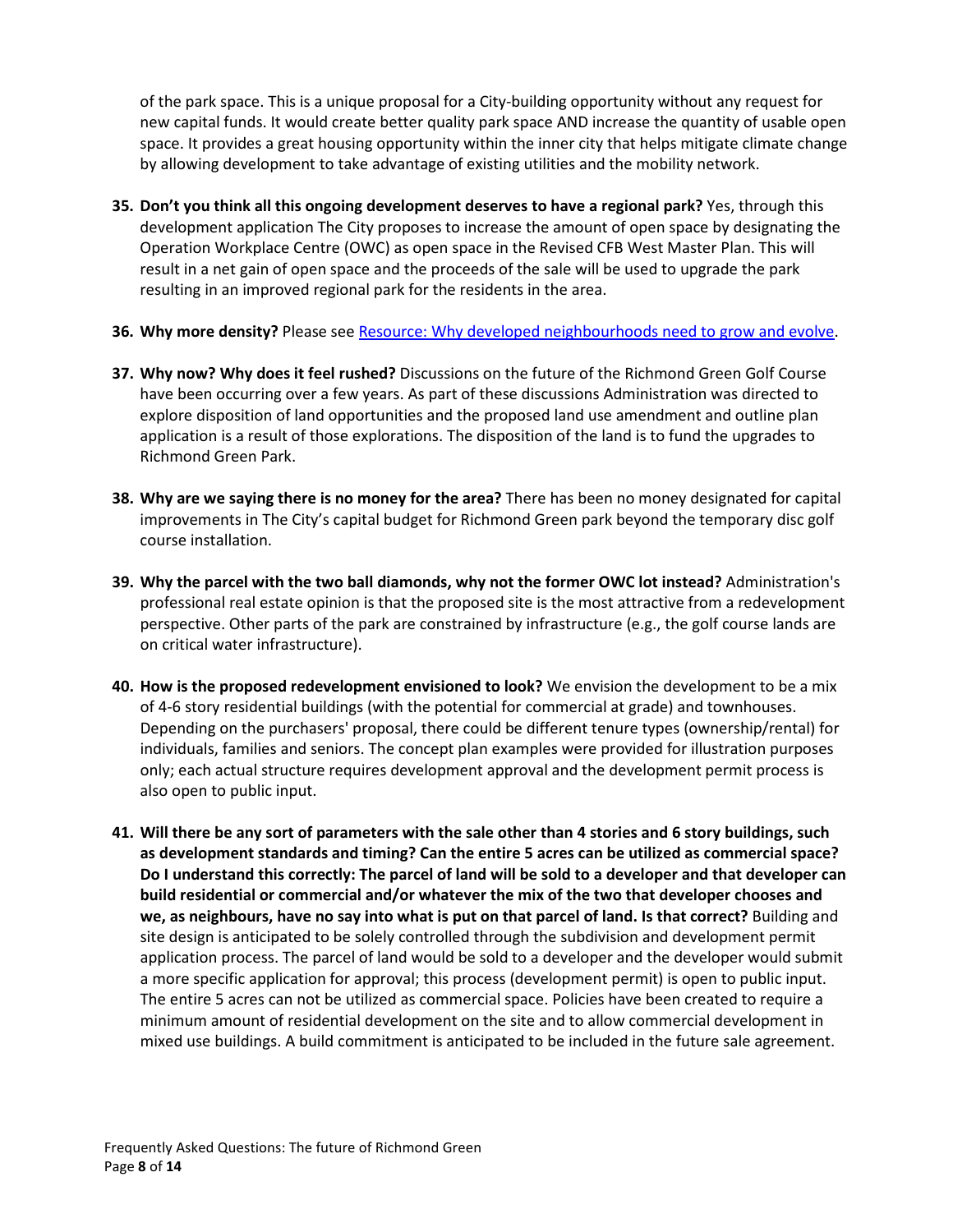of the park space. This is a unique proposal for a City-building opportunity without any request for new capital funds. It would create better quality park space AND increase the quantity of usable open space. It provides a great housing opportunity within the inner city that helps mitigate climate change by allowing development to take advantage of existing utilities and the mobility network.

35. **Don't you think all this ongoing development deserves to have a regional park?** Yes, through this development application The City proposes to increase the amount of open space by designating the Operation Workplace Centre (OWC) as open space in the Revised CFB West Master Plan. This will result in a net gain of open space and the proceeds of the sale will be used to upgrade the park resulting in an improved regional park for the residents in the area.

36. **Why more density?** Please see [Resource: Why developed neighbourhoods need to grow and evolve](#).

37. **Why now? Why does it feel rushed?** Discussions on the future of the Richmond Green Golf Course have been occurring over a few years. As part of these discussions Administration was directed to explore disposition of land opportunities and the proposed land use amendment and outline plan application is a result of those explorations. The disposition of the land is to fund the upgrades to Richmond Green Park.

38. **Why are we saying there is no money for the area?** There has been no money designated for capital improvements in The City's capital budget for Richmond Green park beyond the temporary disc golf course installation.

39. **Why the parcel with the two ball diamonds, why not the former OWC lot instead?** Administration's professional real estate opinion is that the proposed site is the most attractive from a redevelopment perspective. Other parts of the park are constrained by infrastructure (e.g., the golf course lands are on critical water infrastructure).

40. **How is the proposed redevelopment envisioned to look?** We envision the development to be a mix of 4-6 story residential buildings (with the potential for commercial at grade) and townhouses. Depending on the purchasers' proposal, there could be different tenure types (ownership/rental) for individuals, families and seniors. The concept plan examples were provided for illustration purposes only; each actual structure requires development approval and the development permit process is also open to public input.

41. **Will there be any sort of parameters with the sale other than 4 stories and 6 story buildings, such as development standards and timing? Can the entire 5 acres can be utilized as commercial space? Do I understand this correctly: The parcel of land will be sold to a developer and that developer can build residential or commercial and/or whatever the mix of the two that developer chooses and we, as neighbours, have no say into what is put on that parcel of land. Is that correct?** Building and site design is anticipated to be solely controlled through the subdivision and development permit application process. The parcel of land would be sold to a developer and the developer would submit a more specific application for approval; this process (development permit) is open to public input. The entire 5 acres can not be utilized as commercial space. Policies have been created to require a minimum amount of residential development on the site and to allow commercial development in mixed use buildings. A build commitment is anticipated to be included in the future sale agreement.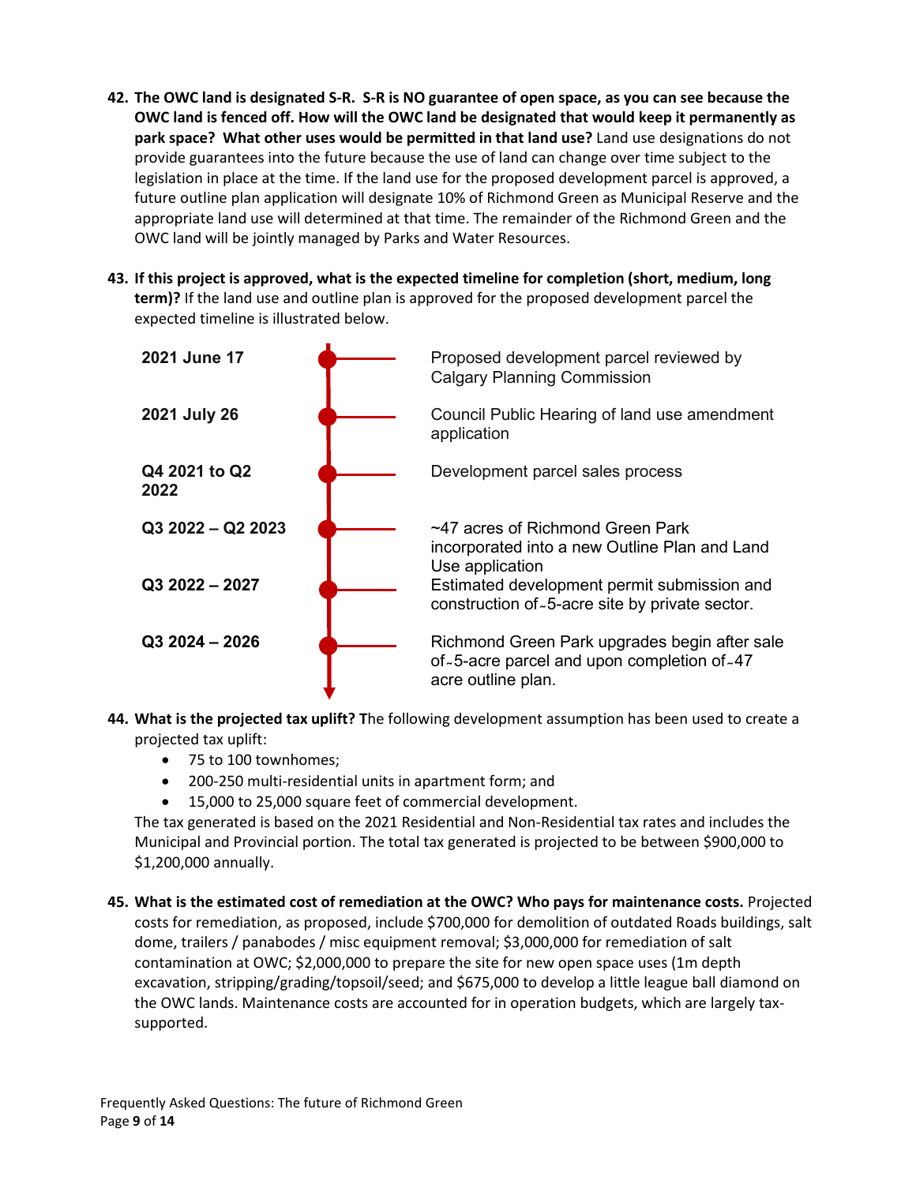42. **The OWC land is designated S-R. S-R is NO guarantee of open space, as you can see because the OWC land is fenced off. How will the OWC land be designated that would keep it permanently as park space? What other uses would be permitted in that land use?** Land use designations do not provide guarantees into the future because the use of land can change over time subject to the legislation in place at the time. If the land use for the proposed development parcel is approved, a future outline plan application will designate 10% of Richmond Green as Municipal Reserve and the appropriate land use will determined at that time. The remainder of the Richmond Green and the OWC land will be jointly managed by Parks and Water Resources.

43. **If this project is approved, what is the expected timeline for completion (short, medium, long term)?** If the land use and outline plan is approved for the proposed development parcel the expected timeline is illustrated below.

| Date | Milestone |
| --- | --- |
| **2021 June 17** | Proposed development parcel reviewed by Calgary Planning Commission |
| **2021 July 26** | Council Public Hearing of land use amendment application |
| **Q4 2021 to Q2 2022** | Development parcel sales process |
| **Q3 2022 – Q2 2023** | ~47 acres of Richmond Green Park incorporated into a new Outline Plan and Land Use application |
| **Q3 2022 – 2027** | Estimated development permit submission and construction of ~5-acre site by private sector. |
| **Q3 2024 – 2026** | Richmond Green Park upgrades begin after sale of ~5-acre parcel and upon completion of ~47 acre outline plan. |

44. **What is the projected tax uplift? T**he following development assumption has been used to create a projected tax uplift:
    - 75 to 100 townhomes;
    - 200-250 multi-residential units in apartment form; and
    - 15,000 to 25,000 square feet of commercial development.

    The tax generated is based on the 2021 Residential and Non-Residential tax rates and includes the Municipal and Provincial portion. The total tax generated is projected to be between $900,000 to $1,200,000 annually.

45. **What is the estimated cost of remediation at the OWC? Who pays for maintenance costs.** Projected costs for remediation, as proposed, include $700,000 for demolition of outdated Roads buildings, salt dome, trailers / panabodes / misc equipment removal; $3,000,000 for remediation of salt contamination at OWC; $2,000,000 to prepare the site for new open space uses (1m depth excavation, stripping/grading/topsoil/seed; and $675,000 to develop a little league ball diamond on the OWC lands. Maintenance costs are accounted for in operation budgets, which are largely tax-supported.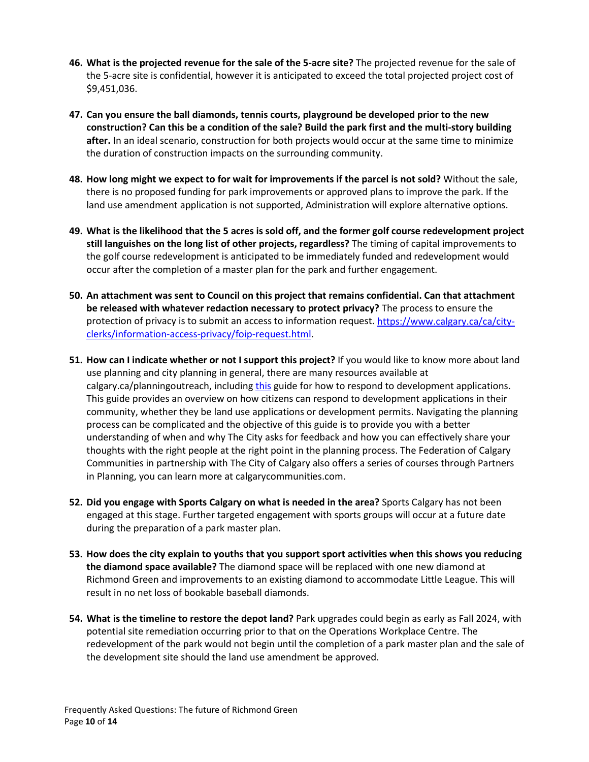46. **What is the projected revenue for the sale of the 5-acre site?** The projected revenue for the sale of the 5-acre site is confidential, however it is anticipated to exceed the total projected project cost of $9,451,036.

47. **Can you ensure the ball diamonds, tennis courts, playground be developed prior to the new construction? Can this be a condition of the sale? Build the park first and the multi-story building after.** In an ideal scenario, construction for both projects would occur at the same time to minimize the duration of construction impacts on the surrounding community.

48. **How long might we expect to for wait for improvements if the parcel is not sold?** Without the sale, there is no proposed funding for park improvements or approved plans to improve the park. If the land use amendment application is not supported, Administration will explore alternative options.

49. **What is the likelihood that the 5 acres is sold off, and the former golf course redevelopment project still languishes on the long list of other projects, regardless?** The timing of capital improvements to the golf course redevelopment is anticipated to be immediately funded and redevelopment would occur after the completion of a master plan for the park and further engagement.

50. **An attachment was sent to Council on this project that remains confidential. Can that attachment be released with whatever redaction necessary to protect privacy?** The process to ensure the protection of privacy is to submit an access to information request. [https://www.calgary.ca/ca/city-clerks/information-access-privacy/foip-request.html](https://www.calgary.ca/ca/city-clerks/information-access-privacy/foip-request.html).

51. **How can I indicate whether or not I support this project?** If you would like to know more about land use planning and city planning in general, there are many resources available at calgary.ca/planningoutreach, including this guide for how to respond to development applications. This guide provides an overview on how citizens can respond to development applications in their community, whether they be land use applications or development permits. Navigating the planning process can be complicated and the objective of this guide is to provide you with a better understanding of when and why The City asks for feedback and how you can effectively share your thoughts with the right people at the right point in the planning process. The Federation of Calgary Communities in partnership with The City of Calgary also offers a series of courses through Partners in Planning, you can learn more at calgarycommunities.com.

52. **Did you engage with Sports Calgary on what is needed in the area?** Sports Calgary has not been engaged at this stage. Further targeted engagement with sports groups will occur at a future date during the preparation of a park master plan.

53. **How does the city explain to youths that you support sport activities when this shows you reducing the diamond space available?** The diamond space will be replaced with one new diamond at Richmond Green and improvements to an existing diamond to accommodate Little League. This will result in no net loss of bookable baseball diamonds.

54. **What is the timeline to restore the depot land?** Park upgrades could begin as early as Fall 2024, with potential site remediation occurring prior to that on the Operations Workplace Centre. The redevelopment of the park would not begin until the completion of a park master plan and the sale of the development site should the land use amendment be approved.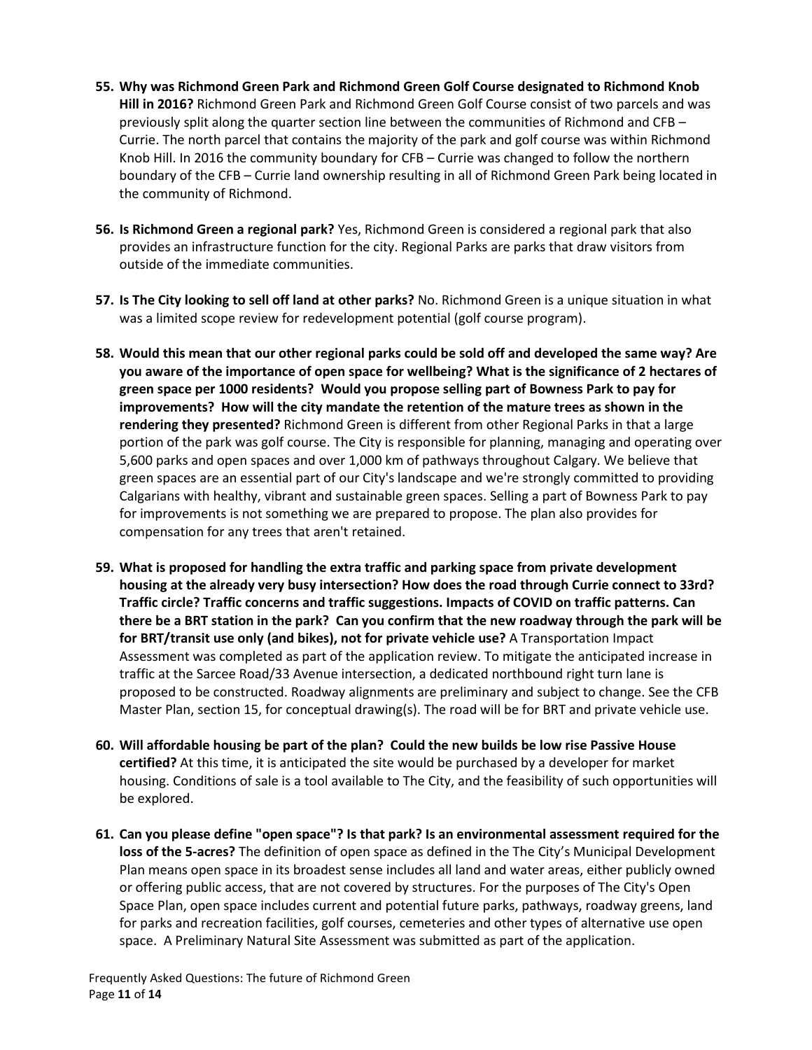55. **Why was Richmond Green Park and Richmond Green Golf Course designated to Richmond Knob Hill in 2016?** Richmond Green Park and Richmond Green Golf Course consist of two parcels and was previously split along the quarter section line between the communities of Richmond and CFB – Currie. The north parcel that contains the majority of the park and golf course was within Richmond Knob Hill. In 2016 the community boundary for CFB – Currie was changed to follow the northern boundary of the CFB – Currie land ownership resulting in all of Richmond Green Park being located in the community of Richmond.

56. **Is Richmond Green a regional park?** Yes, Richmond Green is considered a regional park that also provides an infrastructure function for the city. Regional Parks are parks that draw visitors from outside of the immediate communities.

57. **Is The City looking to sell off land at other parks?** No. Richmond Green is a unique situation in what was a limited scope review for redevelopment potential (golf course program).

58. **Would this mean that our other regional parks could be sold off and developed the same way? Are you aware of the importance of open space for wellbeing? What is the significance of 2 hectares of green space per 1000 residents? Would you propose selling part of Bowness Park to pay for improvements? How will the city mandate the retention of the mature trees as shown in the rendering they presented?** Richmond Green is different from other Regional Parks in that a large portion of the park was golf course. The City is responsible for planning, managing and operating over 5,600 parks and open spaces and over 1,000 km of pathways throughout Calgary. We believe that green spaces are an essential part of our City's landscape and we're strongly committed to providing Calgarians with healthy, vibrant and sustainable green spaces. Selling a part of Bowness Park to pay for improvements is not something we are prepared to propose. The plan also provides for compensation for any trees that aren't retained.

59. **What is proposed for handling the extra traffic and parking space from private development housing at the already very busy intersection? How does the road through Currie connect to 33rd? Traffic circle? Traffic concerns and traffic suggestions. Impacts of COVID on traffic patterns. Can there be a BRT station in the park? Can you confirm that the new roadway through the park will be for BRT/transit use only (and bikes), not for private vehicle use?** A Transportation Impact Assessment was completed as part of the application review. To mitigate the anticipated increase in traffic at the Sarcee Road/33 Avenue intersection, a dedicated northbound right turn lane is proposed to be constructed. Roadway alignments are preliminary and subject to change. See the CFB Master Plan, section 15, for conceptual drawing(s). The road will be for BRT and private vehicle use.

60. **Will affordable housing be part of the plan? Could the new builds be low rise Passive House certified?** At this time, it is anticipated the site would be purchased by a developer for market housing. Conditions of sale is a tool available to The City, and the feasibility of such opportunities will be explored.

61. **Can you please define "open space"? Is that park? Is an environmental assessment required for the loss of the 5-acres?** The definition of open space as defined in the The City's Municipal Development Plan means open space in its broadest sense includes all land and water areas, either publicly owned or offering public access, that are not covered by structures. For the purposes of The City's Open Space Plan, open space includes current and potential future parks, pathways, roadway greens, land for parks and recreation facilities, golf courses, cemeteries and other types of alternative use open space. A Preliminary Natural Site Assessment was submitted as part of the application.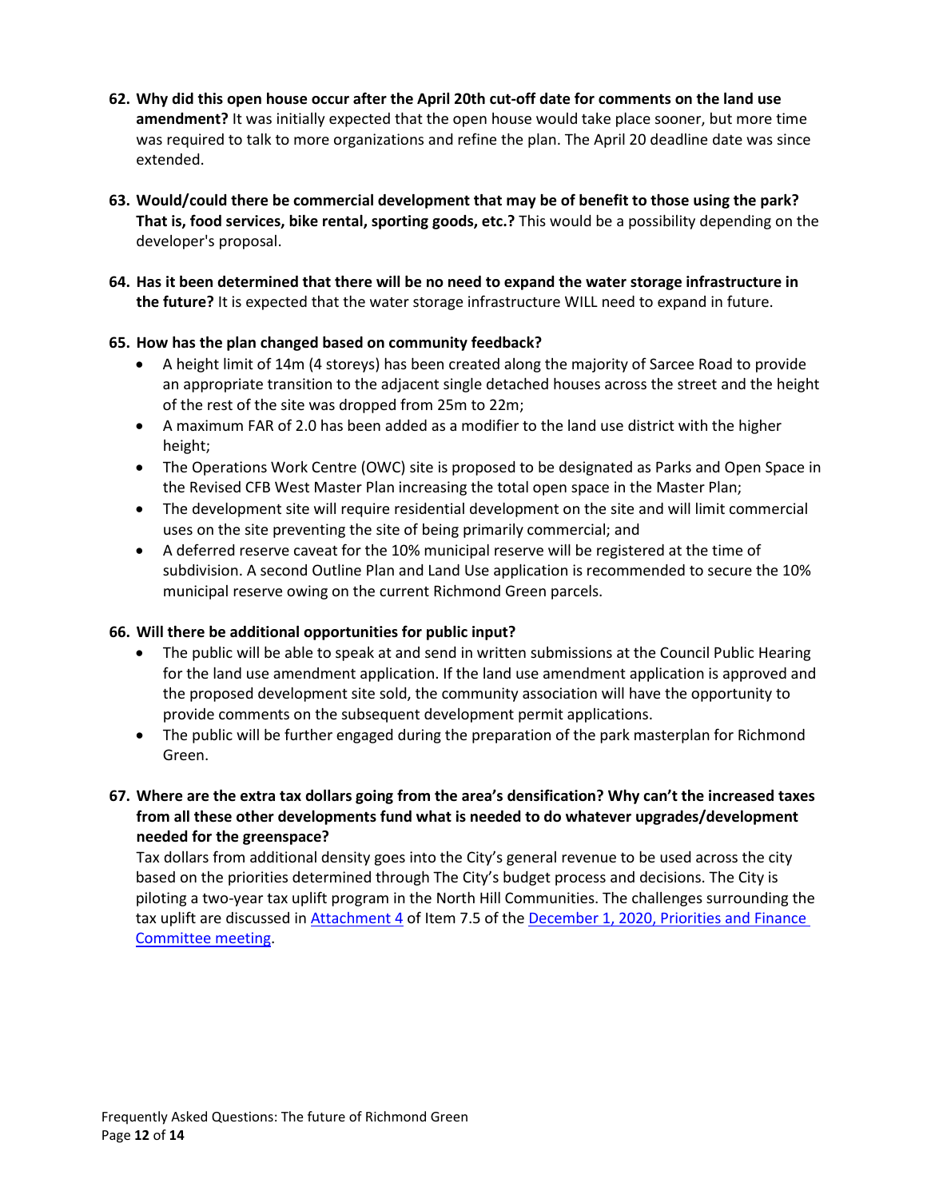62. **Why did this open house occur after the April 20th cut-off date for comments on the land use amendment?** It was initially expected that the open house would take place sooner, but more time was required to talk to more organizations and refine the plan. The April 20 deadline date was since extended.

63. **Would/could there be commercial development that may be of benefit to those using the park? That is, food services, bike rental, sporting goods, etc.?** This would be a possibility depending on the developer's proposal.

64. **Has it been determined that there will be no need to expand the water storage infrastructure in the future?** It is expected that the water storage infrastructure WILL need to expand in future.

65. **How has the plan changed based on community feedback?**
    - A height limit of 14m (4 storeys) has been created along the majority of Sarcee Road to provide an appropriate transition to the adjacent single detached houses across the street and the height of the rest of the site was dropped from 25m to 22m;
    - A maximum FAR of 2.0 has been added as a modifier to the land use district with the higher height;
    - The Operations Work Centre (OWC) site is proposed to be designated as Parks and Open Space in the Revised CFB West Master Plan increasing the total open space in the Master Plan;
    - The development site will require residential development on the site and will limit commercial uses on the site preventing the site of being primarily commercial; and
    - A deferred reserve caveat for the 10% municipal reserve will be registered at the time of subdivision. A second Outline Plan and Land Use application is recommended to secure the 10% municipal reserve owing on the current Richmond Green parcels.

66. **Will there be additional opportunities for public input?**
    - The public will be able to speak at and send in written submissions at the Council Public Hearing for the land use amendment application. If the land use amendment application is approved and the proposed development site sold, the community association will have the opportunity to provide comments on the subsequent development permit applications.
    - The public will be further engaged during the preparation of the park masterplan for Richmond Green.

67. **Where are the extra tax dollars going from the area's densification? Why can't the increased taxes from all these other developments fund what is needed to do whatever upgrades/development needed for the greenspace?**
    Tax dollars from additional density goes into the City's general revenue to be used across the city based on the priorities determined through The City's budget process and decisions. The City is piloting a two-year tax uplift program in the North Hill Communities. The challenges surrounding the tax uplift are discussed in Attachment 4 of Item 7.5 of the December 1, 2020, Priorities and Finance Committee meeting.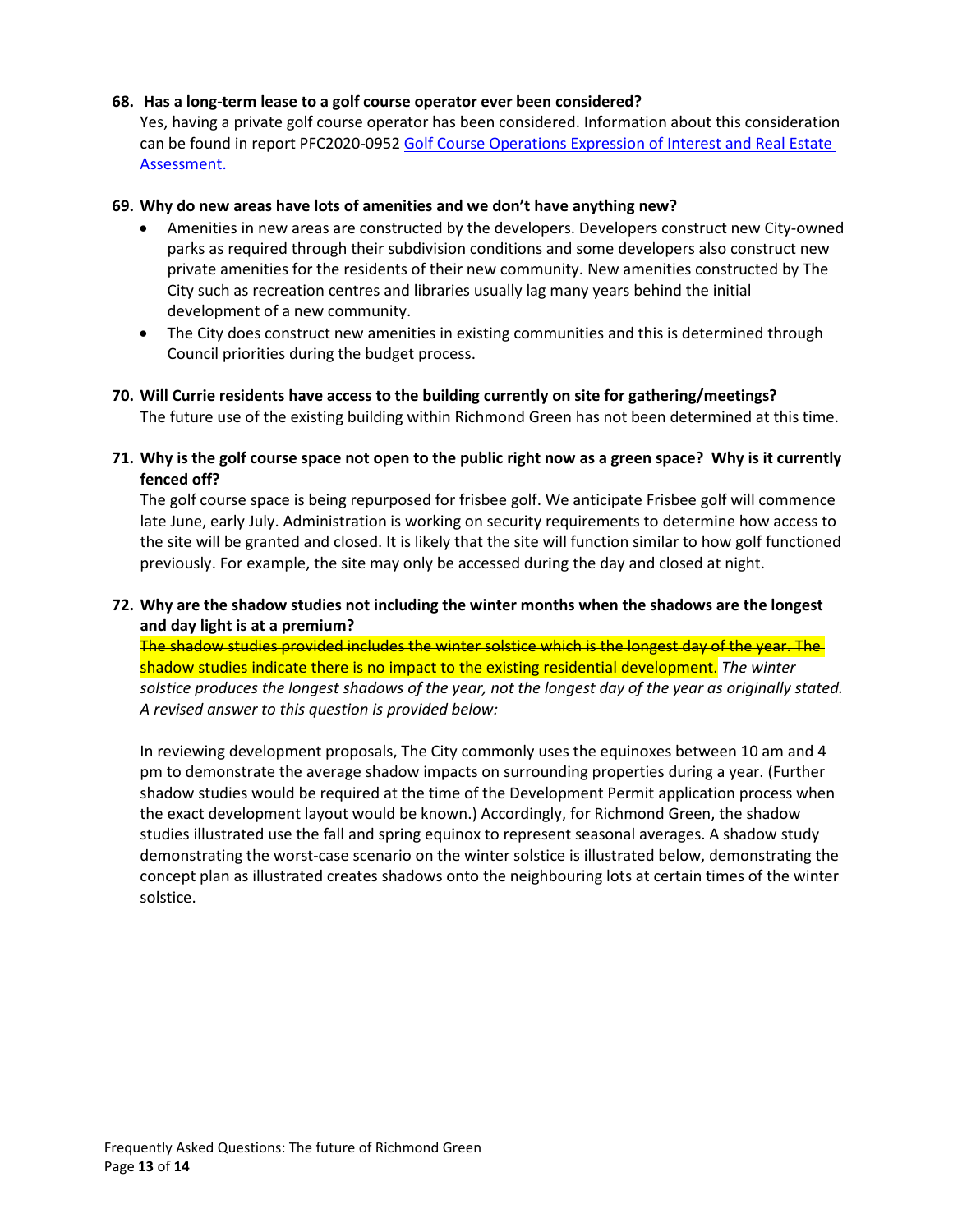**68. Has a long-term lease to a golf course operator ever been considered?**

Yes, having a private golf course operator has been considered. Information about this consideration can be found in report PFC2020-0952 [Golf Course Operations Expression of Interest and Real Estate Assessment.]

**69. Why do new areas have lots of amenities and we don't have anything new?**

- Amenities in new areas are constructed by the developers. Developers construct new City-owned parks as required through their subdivision conditions and some developers also construct new private amenities for the residents of their new community. New amenities constructed by The City such as recreation centres and libraries usually lag many years behind the initial development of a new community.
- The City does construct new amenities in existing communities and this is determined through Council priorities during the budget process.

**70. Will Currie residents have access to the building currently on site for gathering/meetings?**

The future use of the existing building within Richmond Green has not been determined at this time.

**71. Why is the golf course space not open to the public right now as a green space? Why is it currently fenced off?**

The golf course space is being repurposed for frisbee golf. We anticipate Frisbee golf will commence late June, early July. Administration is working on security requirements to determine how access to the site will be granted and closed. It is likely that the site will function similar to how golf functioned previously. For example, the site may only be accessed during the day and closed at night.

**72. Why are the shadow studies not including the winter months when the shadows are the longest and day light is at a premium?**

~~The shadow studies provided includes the winter solstice which is the longest day of the year. The shadow studies indicate there is no impact to the existing residential development.~~ *The winter solstice produces the longest shadows of the year, not the longest day of the year as originally stated. A revised answer to this question is provided below:*

In reviewing development proposals, The City commonly uses the equinoxes between 10 am and 4 pm to demonstrate the average shadow impacts on surrounding properties during a year. (Further shadow studies would be required at the time of the Development Permit application process when the exact development layout would be known.) Accordingly, for Richmond Green, the shadow studies illustrated use the fall and spring equinox to represent seasonal averages. A shadow study demonstrating the worst-case scenario on the winter solstice is illustrated below, demonstrating the concept plan as illustrated creates shadows onto the neighbouring lots at certain times of the winter solstice.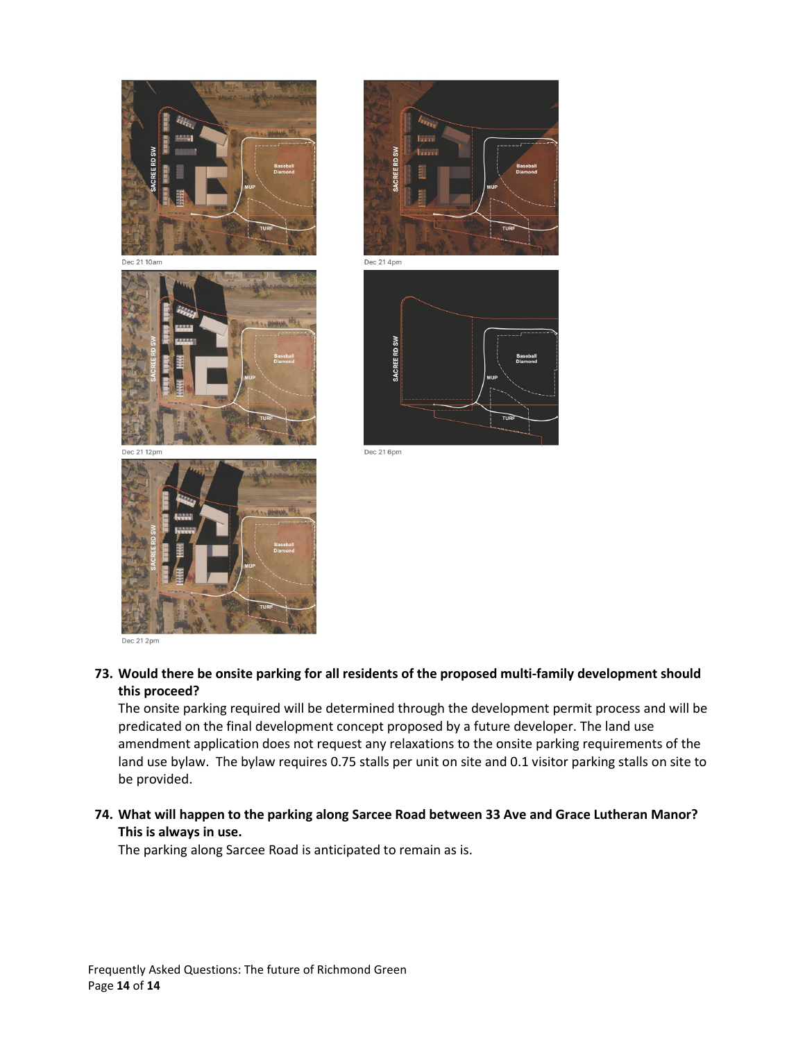Dec 21 10am

Dec 21 4pm

Dec 21 12pm

Dec 21 6pm

Dec 21 2pm

**73. Would there be onsite parking for all residents of the proposed multi-family development should this proceed?**

The onsite parking required will be determined through the development permit process and will be predicated on the final development concept proposed by a future developer. The land use amendment application does not request any relaxations to the onsite parking requirements of the land use bylaw. The bylaw requires 0.75 stalls per unit on site and 0.1 visitor parking stalls on site to be provided.

**74. What will happen to the parking along Sarcee Road between 33 Ave and Grace Lutheran Manor? This is always in use.**

The parking along Sarcee Road is anticipated to remain as is.